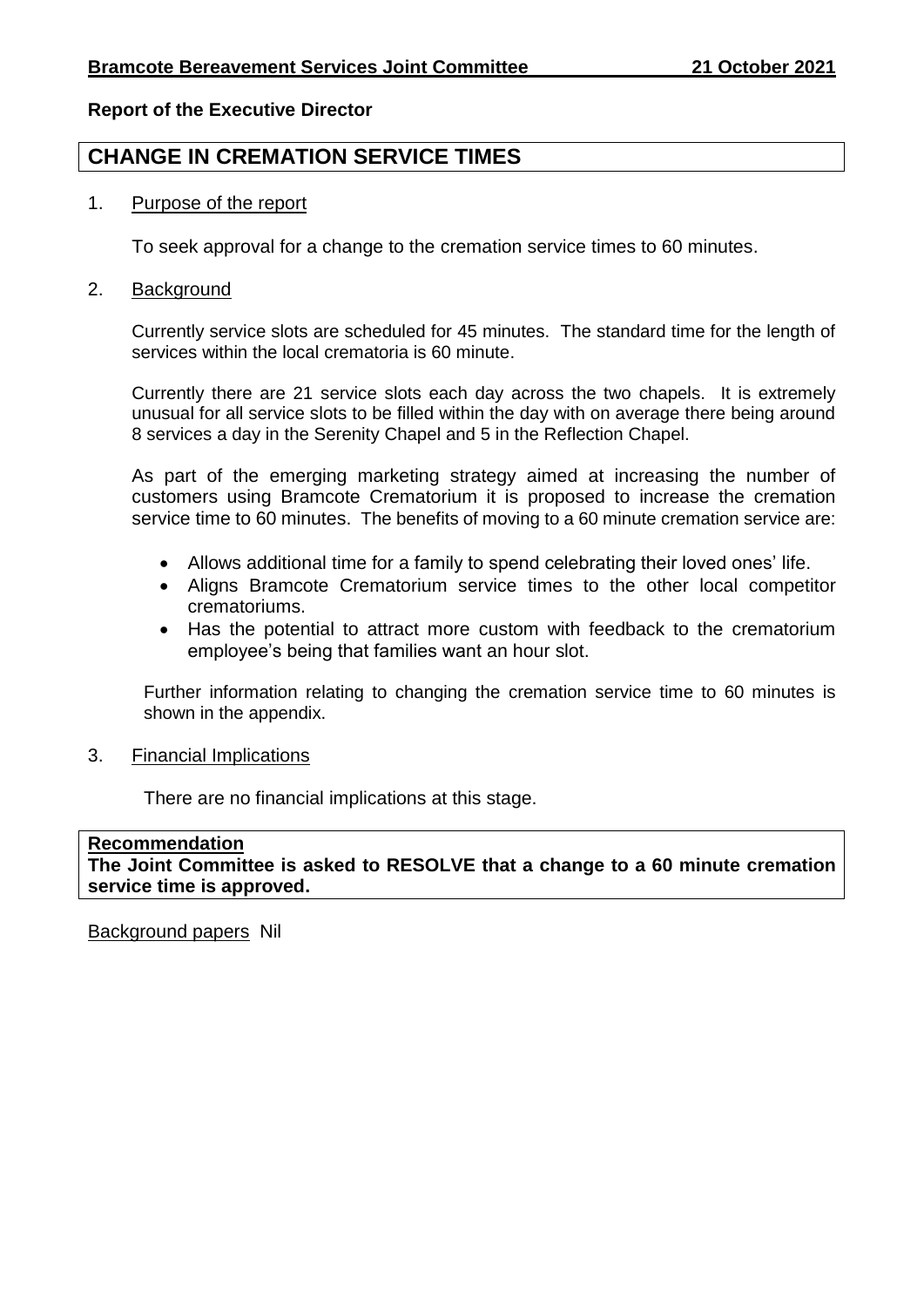**Bramcote Bereavement Services Joint Committee** **21 October 2021**

**Report of the Executive Director**

# CHANGE IN CREMATION SERVICE TIMES

1. Purpose of the report

   To seek approval for a change to the cremation service times to 60 minutes.

2. Background

   Currently service slots are scheduled for 45 minutes. The standard time for the length of services within the local crematoria is 60 minute.

   Currently there are 21 service slots each day across the two chapels. It is extremely unusual for all service slots to be filled within the day with on average there being around 8 services a day in the Serenity Chapel and 5 in the Reflection Chapel.

   As part of the emerging marketing strategy aimed at increasing the number of customers using Bramcote Crematorium it is proposed to increase the cremation service time to 60 minutes. The benefits of moving to a 60 minute cremation service are:

   - Allows additional time for a family to spend celebrating their loved ones' life.
   - Aligns Bramcote Crematorium service times to the other local competitor crematoriums.
   - Has the potential to attract more custom with feedback to the crematorium employee's being that families want an hour slot.

   Further information relating to changing the cremation service time to 60 minutes is shown in the appendix.

3. Financial Implications

   There are no financial implications at this stage.

**Recommendation**
**The Joint Committee is asked to RESOLVE that a change to a 60 minute cremation service time is approved.**

Background papers Nil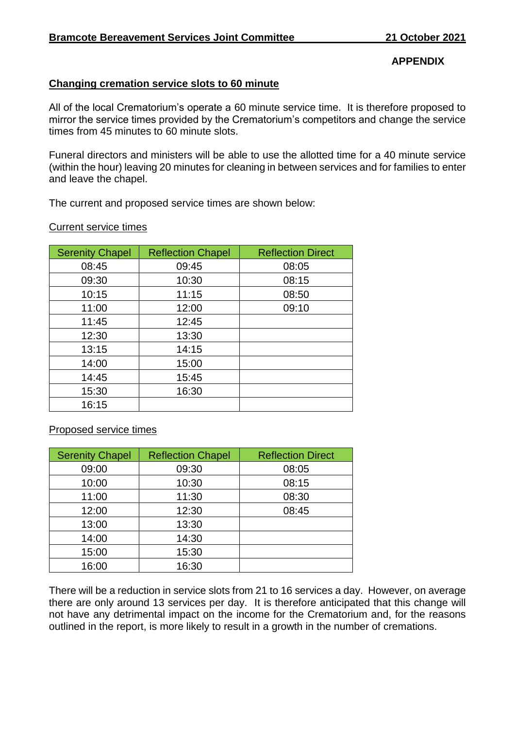**APPENDIX**

## Changing cremation service slots to 60 minute

All of the local Crematorium's operate a 60 minute service time. It is therefore proposed to mirror the service times provided by the Crematorium's competitors and change the service times from 45 minutes to 60 minute slots.

Funeral directors and ministers will be able to use the allotted time for a 40 minute service (within the hour) leaving 20 minutes for cleaning in between services and for families to enter and leave the chapel.

The current and proposed service times are shown below:

Current service times

| Serenity Chapel | Reflection Chapel | Reflection Direct |
|---|---|---|
| 08:45 | 09:45 | 08:05 |
| 09:30 | 10:30 | 08:15 |
| 10:15 | 11:15 | 08:50 |
| 11:00 | 12:00 | 09:10 |
| 11:45 | 12:45 | |
| 12:30 | 13:30 | |
| 13:15 | 14:15 | |
| 14:00 | 15:00 | |
| 14:45 | 15:45 | |
| 15:30 | 16:30 | |
| 16:15 | | |

Proposed service times

| Serenity Chapel | Reflection Chapel | Reflection Direct |
|---|---|---|
| 09:00 | 09:30 | 08:05 |
| 10:00 | 10:30 | 08:15 |
| 11:00 | 11:30 | 08:30 |
| 12:00 | 12:30 | 08:45 |
| 13:00 | 13:30 | |
| 14:00 | 14:30 | |
| 15:00 | 15:30 | |
| 16:00 | 16:30 | |

There will be a reduction in service slots from 21 to 16 services a day. However, on average there are only around 13 services per day. It is therefore anticipated that this change will not have any detrimental impact on the income for the Crematorium and, for the reasons outlined in the report, is more likely to result in a growth in the number of cremations.